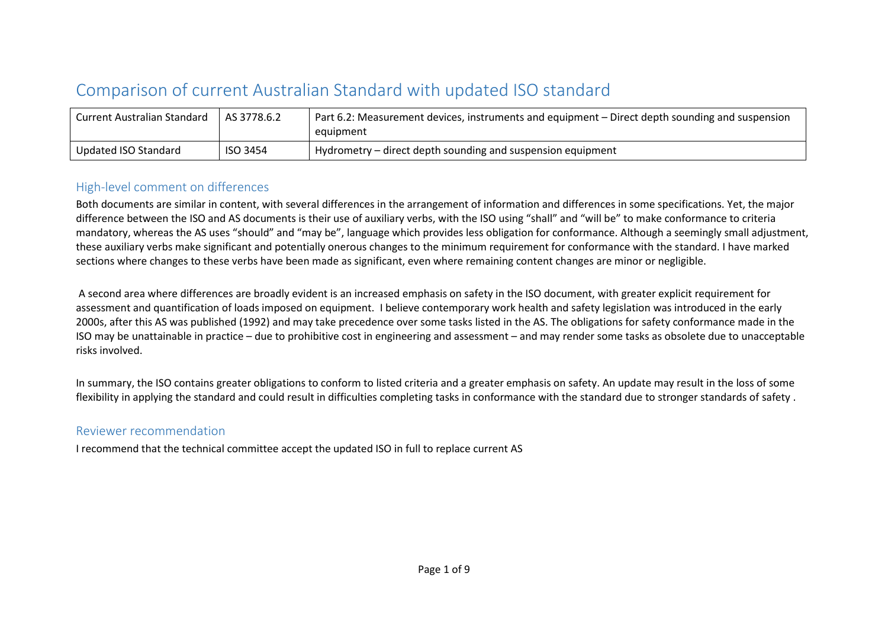# Comparison of current Australian Standard with updated ISO standard

| Current Australian Standard | AS 3778.6.2 | Part 6.2: Measurement devices, instruments and equipment – Direct depth sounding and suspension equipment |
|---|---|---|
| Updated ISO Standard | ISO 3454 | Hydrometry – direct depth sounding and suspension equipment |

## High-level comment on differences

Both documents are similar in content, with several differences in the arrangement of information and differences in some specifications. Yet, the major difference between the ISO and AS documents is their use of auxiliary verbs, with the ISO using "shall" and "will be" to make conformance to criteria mandatory, whereas the AS uses "should" and "may be", language which provides less obligation for conformance. Although a seemingly small adjustment, these auxiliary verbs make significant and potentially onerous changes to the minimum requirement for conformance with the standard. I have marked sections where changes to these verbs have been made as significant, even where remaining content changes are minor or negligible.

A second area where differences are broadly evident is an increased emphasis on safety in the ISO document, with greater explicit requirement for assessment and quantification of loads imposed on equipment. I believe contemporary work health and safety legislation was introduced in the early 2000s, after this AS was published (1992) and may take precedence over some tasks listed in the AS. The obligations for safety conformance made in the ISO may be unattainable in practice – due to prohibitive cost in engineering and assessment – and may render some tasks as obsolete due to unacceptable risks involved.

In summary, the ISO contains greater obligations to conform to listed criteria and a greater emphasis on safety. An update may result in the loss of some flexibility in applying the standard and could result in difficulties completing tasks in conformance with the standard due to stronger standards of safety .

## Reviewer recommendation

I recommend that the technical committee accept the updated ISO in full to replace current AS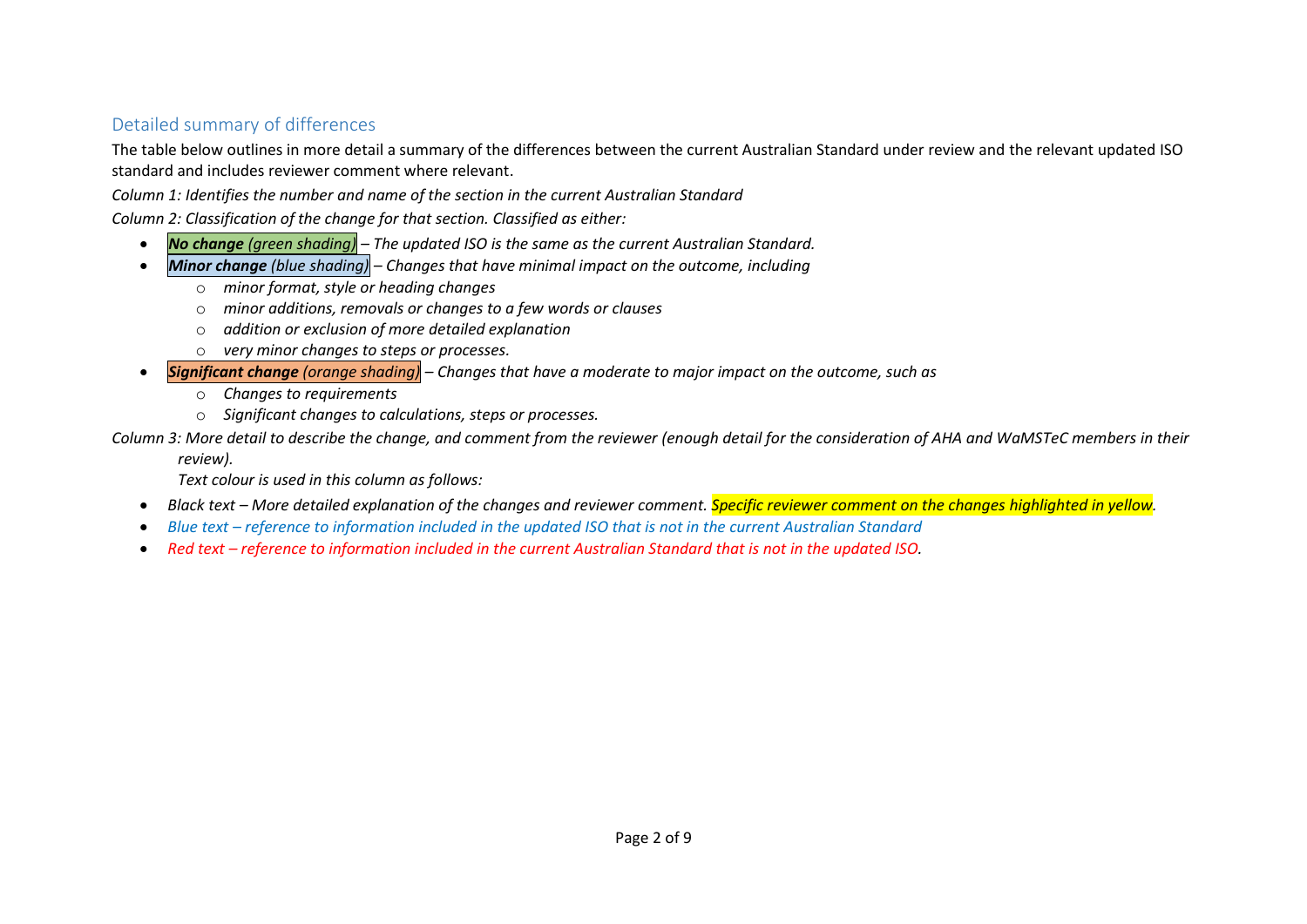## Detailed summary of differences

The table below outlines in more detail a summary of the differences between the current Australian Standard under review and the relevant updated ISO standard and includes reviewer comment where relevant.

*Column 1: Identifies the number and name of the section in the current Australian Standard*

*Column 2: Classification of the change for that section. Classified as either:*

- ***No change** (green shading) – The updated ISO is the same as the current Australian Standard.*
- ***Minor change** (blue shading) – Changes that have minimal impact on the outcome, including*
    - *minor format, style or heading changes*
    - *minor additions, removals or changes to a few words or clauses*
    - *addition or exclusion of more detailed explanation*
    - *very minor changes to steps or processes.*
- ***Significant change** (orange shading) – Changes that have a moderate to major impact on the outcome, such as*
    - *Changes to requirements*
    - *Significant changes to calculations, steps or processes.*

*Column 3: More detail to describe the change, and comment from the reviewer (enough detail for the consideration of AHA and WaMSTeC members in their review).*

*Text colour is used in this column as follows:*

- *Black text – More detailed explanation of the changes and reviewer comment. Specific reviewer comment on the changes highlighted in yellow.*
- *Blue text – reference to information included in the updated ISO that is not in the current Australian Standard*
- *Red text – reference to information included in the current Australian Standard that is not in the updated ISO.*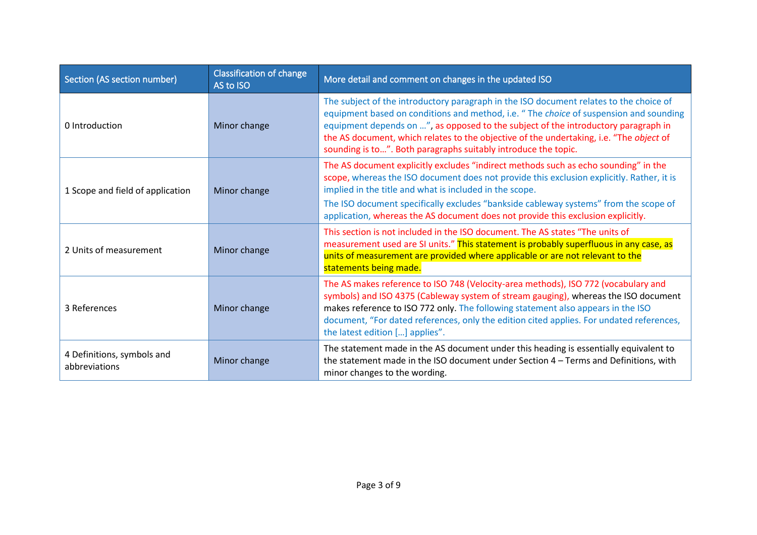| Section (AS section number) | Classification of change AS to ISO | More detail and comment on changes in the updated ISO |
|---|---|---|
| 0 Introduction | Minor change | The subject of the introductory paragraph in the ISO document relates to the choice of equipment based on conditions and method, i.e. " The *choice* of suspension and sounding equipment depends on …", as opposed to the subject of the introductory paragraph in the AS document, which relates to the objective of the undertaking, i.e. "The *object* of sounding is to…". Both paragraphs suitably introduce the topic. |
| 1 Scope and field of application | Minor change | The AS document explicitly excludes "indirect methods such as echo sounding" in the scope, whereas the ISO document does not provide this exclusion explicitly. Rather, it is implied in the title and what is included in the scope.<br>The ISO document specifically excludes "bankside cableway systems" from the scope of application, whereas the AS document does not provide this exclusion explicitly. |
| 2 Units of measurement | Minor change | This section is not included in the ISO document. The AS states "The units of measurement used are SI units." This statement is probably superfluous in any case, as units of measurement are provided where applicable or are not relevant to the statements being made. |
| 3 References | Minor change | The AS makes reference to ISO 748 (Velocity-area methods), ISO 772 (vocabulary and symbols) and ISO 4375 (Cableway system of stream gauging), whereas the ISO document makes reference to ISO 772 only. The following statement also appears in the ISO document, "For dated references, only the edition cited applies. For undated references, the latest edition […] applies". |
| 4 Definitions, symbols and abbreviations | Minor change | The statement made in the AS document under this heading is essentially equivalent to the statement made in the ISO document under Section 4 – Terms and Definitions, with minor changes to the wording. |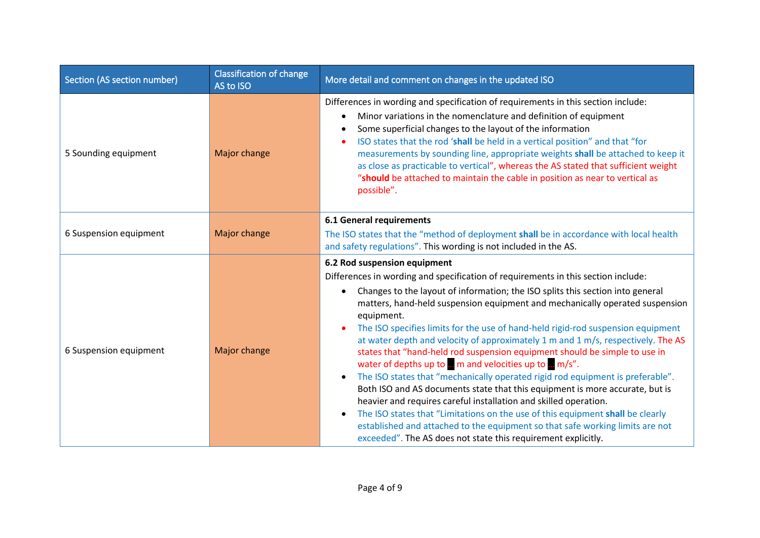| Section (AS section number) | Classification of change AS to ISO | More detail and comment on changes in the updated ISO |
|---|---|---|
| 5 Sounding equipment | Major change | Differences in wording and specification of requirements in this section include:<br>• Minor variations in the nomenclature and definition of equipment<br>• Some superficial changes to the layout of the information<br>• ISO states that the rod '**shall** be held in a vertical position" and that "for measurements by sounding line, appropriate weights **shall** be attached to keep it as close as practicable to vertical", whereas the AS stated that sufficient weight "**should** be attached to maintain the cable in position as near to vertical as possible". |
| 6 Suspension equipment | Major change | **6.1 General requirements**<br>The ISO states that the "method of deployment **shall** be in accordance with local health and safety regulations". This wording is not included in the AS. |
| 6 Suspension equipment | Major change | **6.2 Rod suspension equipment**<br>Differences in wording and specification of requirements in this section include:<br>• Changes to the layout of information; the ISO splits this section into general matters, hand-held suspension equipment and mechanically operated suspension equipment.<br>• The ISO specifies limits for the use of hand-held rigid-rod suspension equipment at water depth and velocity of approximately 1 m and 1 m/s, respectively. The AS states that "hand-held rod suspension equipment should be simple to use in water of depths up to ... m and velocities up to ... m/s".<br>• The ISO states that "mechanically operated rigid rod equipment is preferable". Both ISO and AS documents state that this equipment is more accurate, but is heavier and requires careful installation and skilled operation.<br>• The ISO states that "Limitations on the use of this equipment **shall** be clearly established and attached to the equipment so that safe working limits are not exceeded". The AS does not state this requirement explicitly. |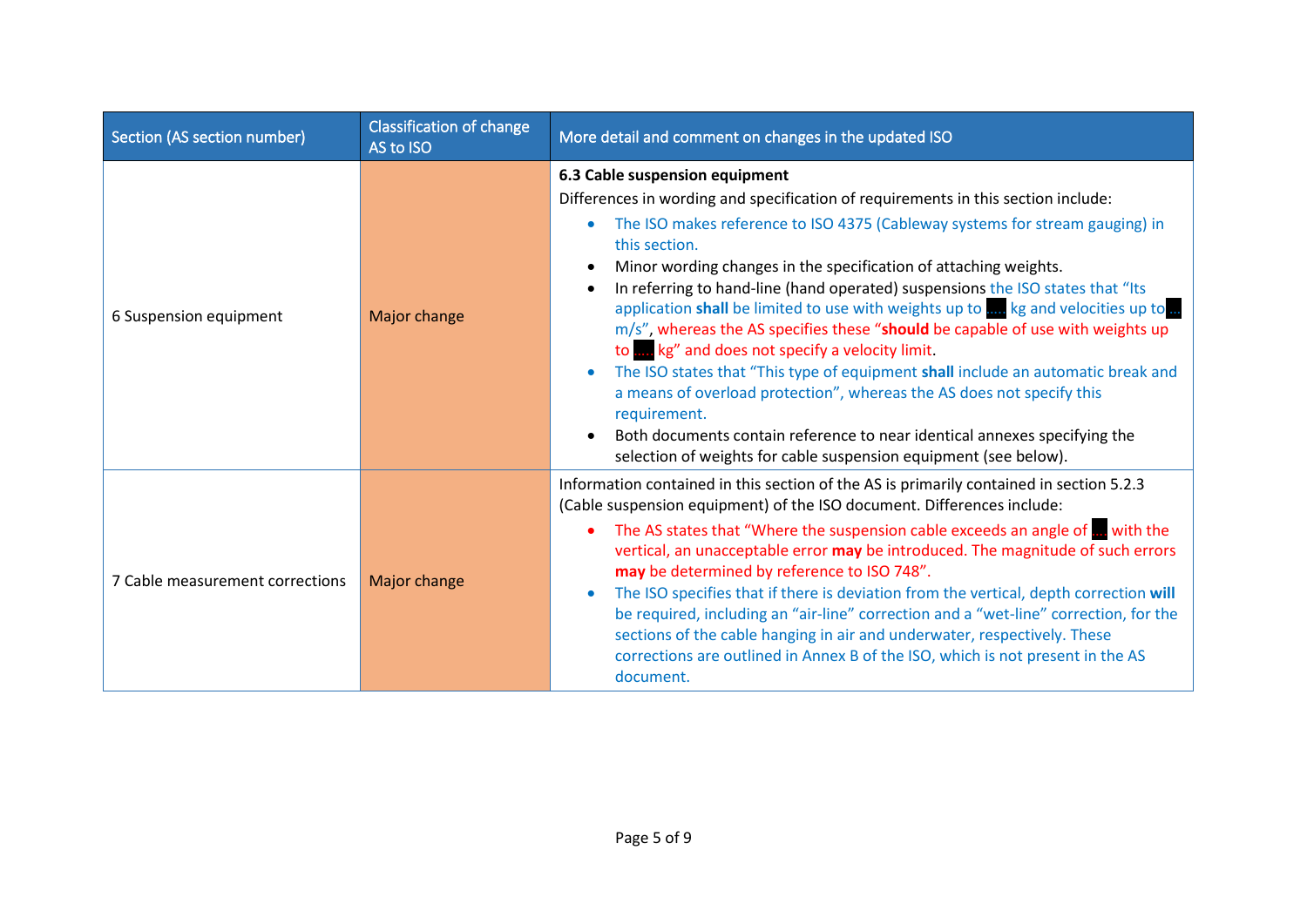| Section (AS section number) | Classification of change AS to ISO | More detail and comment on changes in the updated ISO |
| --- | --- | --- |
| 6 Suspension equipment | Major change | **6.3 Cable suspension equipment**<br>Differences in wording and specification of requirements in this section include:<br>• The ISO makes reference to ISO 4375 (Cableway systems for stream gauging) in this section.<br>• Minor wording changes in the specification of attaching weights.<br>• In referring to hand-line (hand operated) suspensions the ISO states that "Its application **shall** be limited to use with weights up to ..... kg and velocities up to ... m/s", whereas the AS specifies these "**should** be capable of use with weights up to ..... kg" and does not specify a velocity limit.<br>• The ISO states that "This type of equipment **shall** include an automatic break and a means of overload protection", whereas the AS does not specify this requirement.<br>• Both documents contain reference to near identical annexes specifying the selection of weights for cable suspension equipment (see below). |
| 7 Cable measurement corrections | Major change | Information contained in this section of the AS is primarily contained in section 5.2.3 (Cable suspension equipment) of the ISO document. Differences include:<br>• The AS states that "Where the suspension cable exceeds an angle of ... with the vertical, an unacceptable error **may** be introduced. The magnitude of such errors **may** be determined by reference to ISO 748".<br>• The ISO specifies that if there is deviation from the vertical, depth correction **will** be required, including an "air-line" correction and a "wet-line" correction, for the sections of the cable hanging in air and underwater, respectively. These corrections are outlined in Annex B of the ISO, which is not present in the AS document. |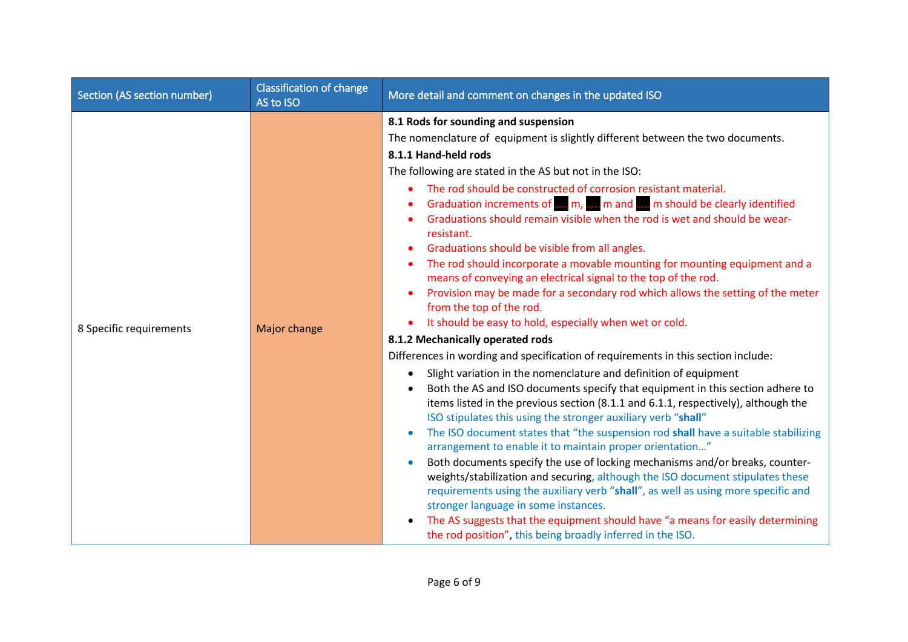| Section (AS section number) | Classification of change AS to ISO | More detail and comment on changes in the updated ISO |
|---|---|---|
| 8 Specific requirements | Major change | **8.1 Rods for sounding and suspension**<br>The nomenclature of equipment is slightly different between the two documents.<br>**8.1.1 Hand-held rods**<br>The following are stated in the AS but not in the ISO:<br>• The rod should be constructed of corrosion resistant material.<br>• Graduation increments of ..... m, ..... m and ..... m should be clearly identified<br>• Graduations should remain visible when the rod is wet and should be wear-resistant.<br>• Graduations should be visible from all angles.<br>• The rod should incorporate a movable mounting for mounting equipment and a means of conveying an electrical signal to the top of the rod.<br>• Provision may be made for a secondary rod which allows the setting of the meter from the top of the rod.<br>• It should be easy to hold, especially when wet or cold.<br>**8.1.2 Mechanically operated rods**<br>Differences in wording and specification of requirements in this section include:<br>• Slight variation in the nomenclature and definition of equipment<br>• Both the AS and ISO documents specify that equipment in this section adhere to items listed in the previous section (8.1.1 and 6.1.1, respectively), although the ISO stipulates this using the stronger auxiliary verb "**shall**"<br>• The ISO document states that "the suspension rod **shall** have a suitable stabilizing arrangement to enable it to maintain proper orientation…"<br>• Both documents specify the use of locking mechanisms and/or breaks, counter-weights/stabilization and securing, although the ISO document stipulates these requirements using the auxiliary verb "**shall**", as well as using more specific and stronger language in some instances.<br>• The AS suggests that the equipment should have "a means for easily determining the rod position", this being broadly inferred in the ISO. |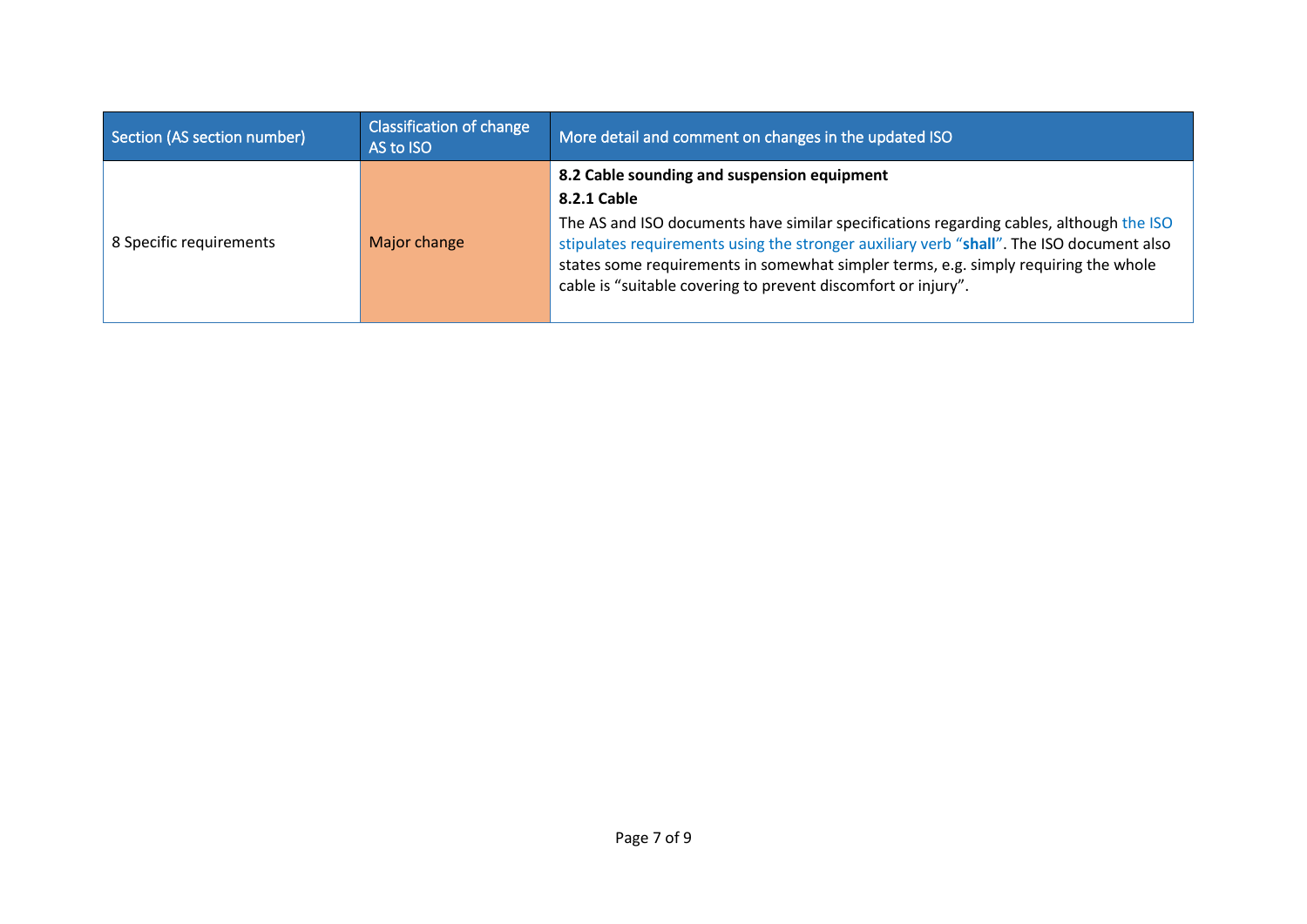| Section (AS section number) | Classification of change AS to ISO | More detail and comment on changes in the updated ISO |
| --- | --- | --- |
| 8 Specific requirements | Major change | **8.2 Cable sounding and suspension equipment**<br>**8.2.1 Cable**<br>The AS and ISO documents have similar specifications regarding cables, although the ISO stipulates requirements using the stronger auxiliary verb "**shall**". The ISO document also states some requirements in somewhat simpler terms, e.g. simply requiring the whole cable is "suitable covering to prevent discomfort or injury". |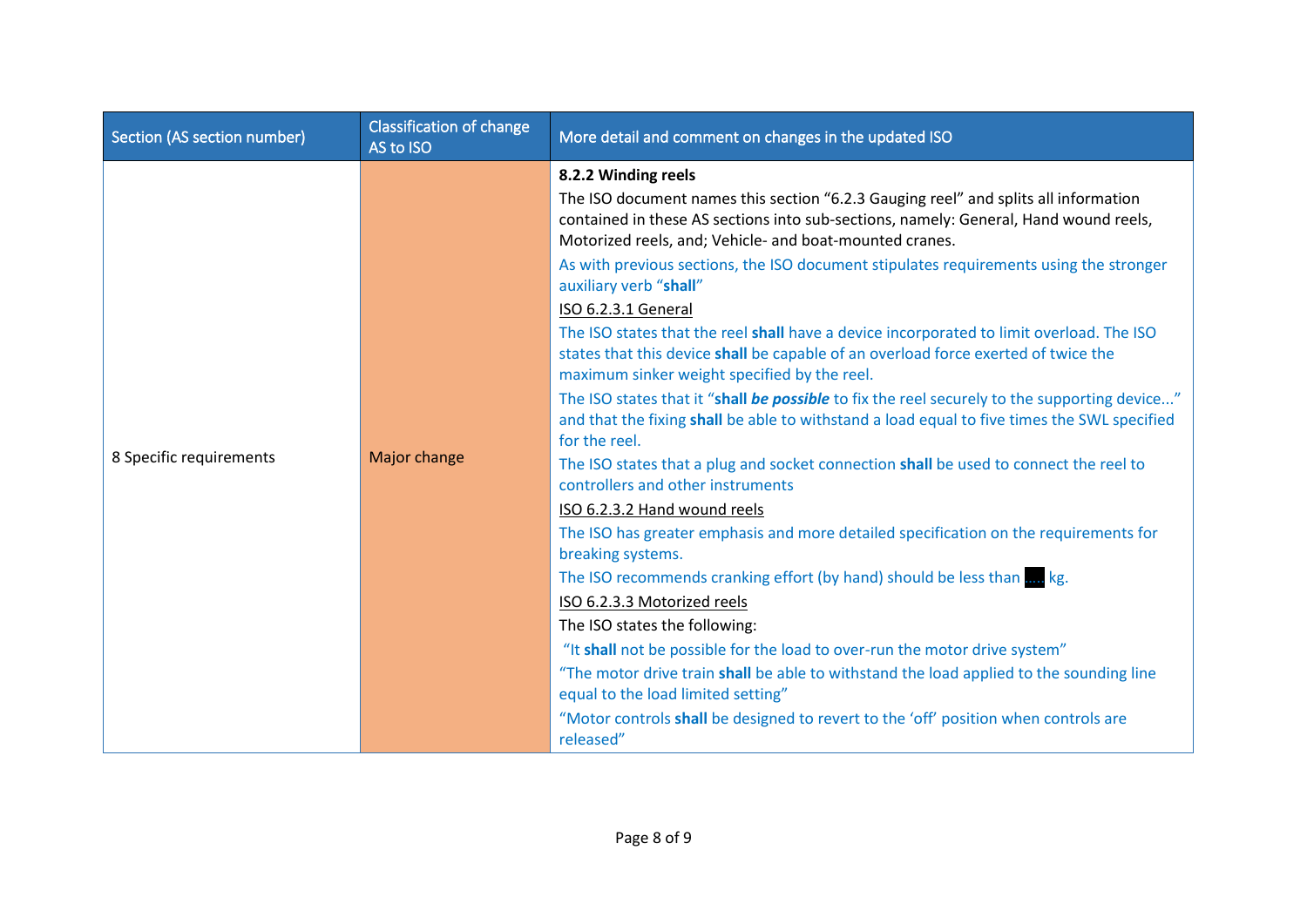| Section (AS section number) | Classification of change AS to ISO | More detail and comment on changes in the updated ISO |
|---|---|---|
| 8 Specific requirements | Major change | **8.2.2 Winding reels**<br>The ISO document names this section "6.2.3 Gauging reel" and splits all information contained in these AS sections into sub-sections, namely: General, Hand wound reels, Motorized reels, and; Vehicle- and boat-mounted cranes.<br>As with previous sections, the ISO document stipulates requirements using the stronger auxiliary verb "**shall**"<br>ISO 6.2.3.1 General<br>The ISO states that the reel **shall** have a device incorporated to limit overload. The ISO states that this device **shall** be capable of an overload force exerted of twice the maximum sinker weight specified by the reel.<br>The ISO states that it "**shall *be possible*** to fix the reel securely to the supporting device..." and that the fixing **shall** be able to withstand a load equal to five times the SWL specified for the reel.<br>The ISO states that a plug and socket connection **shall** be used to connect the reel to controllers and other instruments<br>ISO 6.2.3.2 Hand wound reels<br>The ISO has greater emphasis and more detailed specification on the requirements for breaking systems.<br>The ISO recommends cranking effort (by hand) should be less than ..... kg.<br>ISO 6.2.3.3 Motorized reels<br>The ISO states the following:<br>"It **shall** not be possible for the load to over-run the motor drive system"<br>"The motor drive train **shall** be able to withstand the load applied to the sounding line equal to the load limited setting"<br>"Motor controls **shall** be designed to revert to the 'off' position when controls are released" |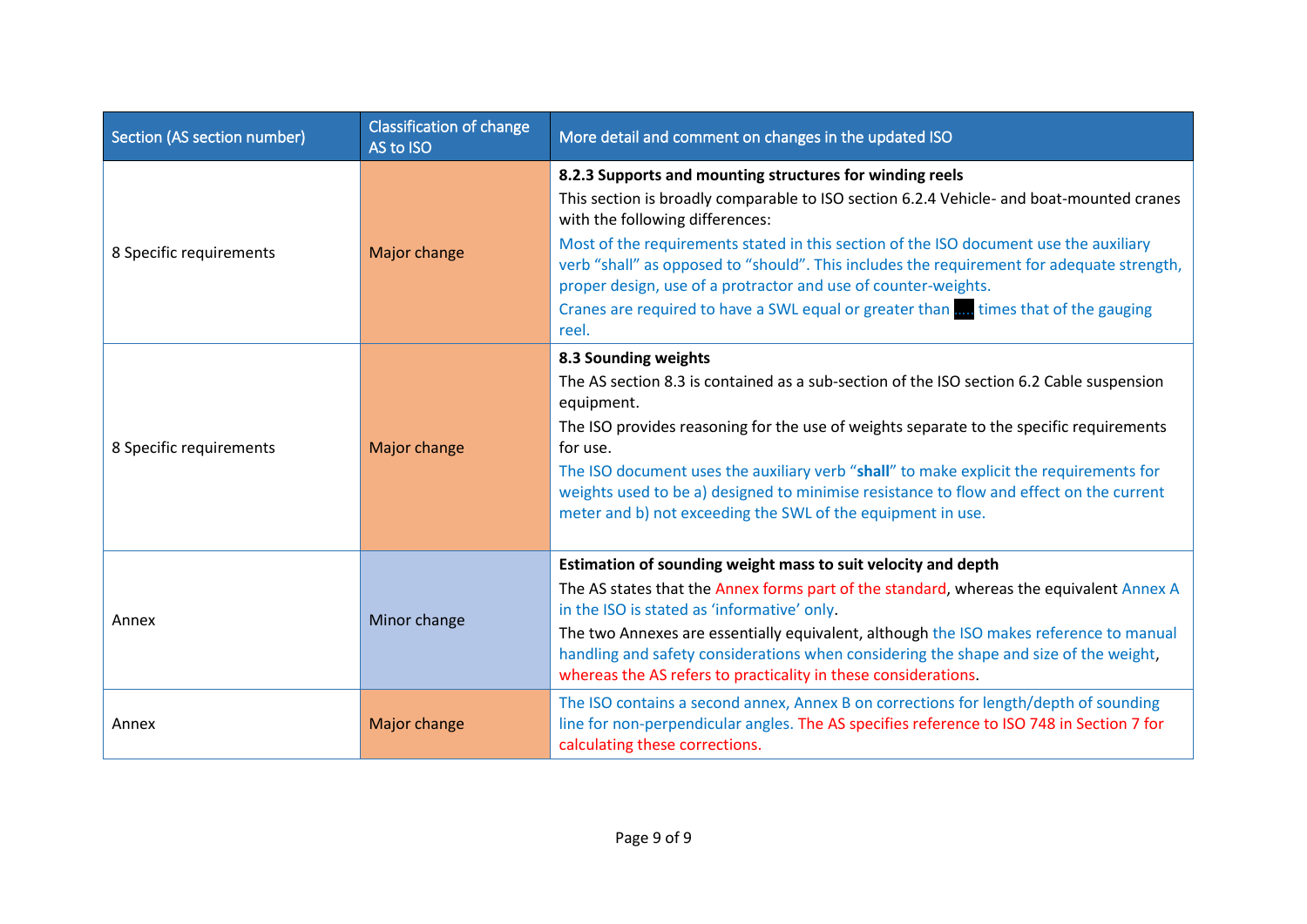| Section (AS section number) | Classification of change AS to ISO | More detail and comment on changes in the updated ISO |
|---|---|---|
| 8 Specific requirements | Major change | **8.2.3 Supports and mounting structures for winding reels**<br>This section is broadly comparable to ISO section 6.2.4 Vehicle- and boat-mounted cranes with the following differences:<br>Most of the requirements stated in this section of the ISO document use the auxiliary verb “shall” as opposed to “should”. This includes the requirement for adequate strength, proper design, use of a protractor and use of counter-weights.<br>Cranes are required to have a SWL equal or greater than .... times that of the gauging reel. |
| 8 Specific requirements | Major change | **8.3 Sounding weights**<br>The AS section 8.3 is contained as a sub-section of the ISO section 6.2 Cable suspension equipment.<br>The ISO provides reasoning for the use of weights separate to the specific requirements for use.<br>The ISO document uses the auxiliary verb “**shall**” to make explicit the requirements for weights used to be a) designed to minimise resistance to flow and effect on the current meter and b) not exceeding the SWL of the equipment in use. |
| Annex | Minor change | **Estimation of sounding weight mass to suit velocity and depth**<br>The AS states that the Annex forms part of the standard, whereas the equivalent Annex A in the ISO is stated as ‘informative’ only.<br>The two Annexes are essentially equivalent, although the ISO makes reference to manual handling and safety considerations when considering the shape and size of the weight, whereas the AS refers to practicality in these considerations. |
| Annex | Major change | The ISO contains a second annex, Annex B on corrections for length/depth of sounding line for non-perpendicular angles. The AS specifies reference to ISO 748 in Section 7 for calculating these corrections. |